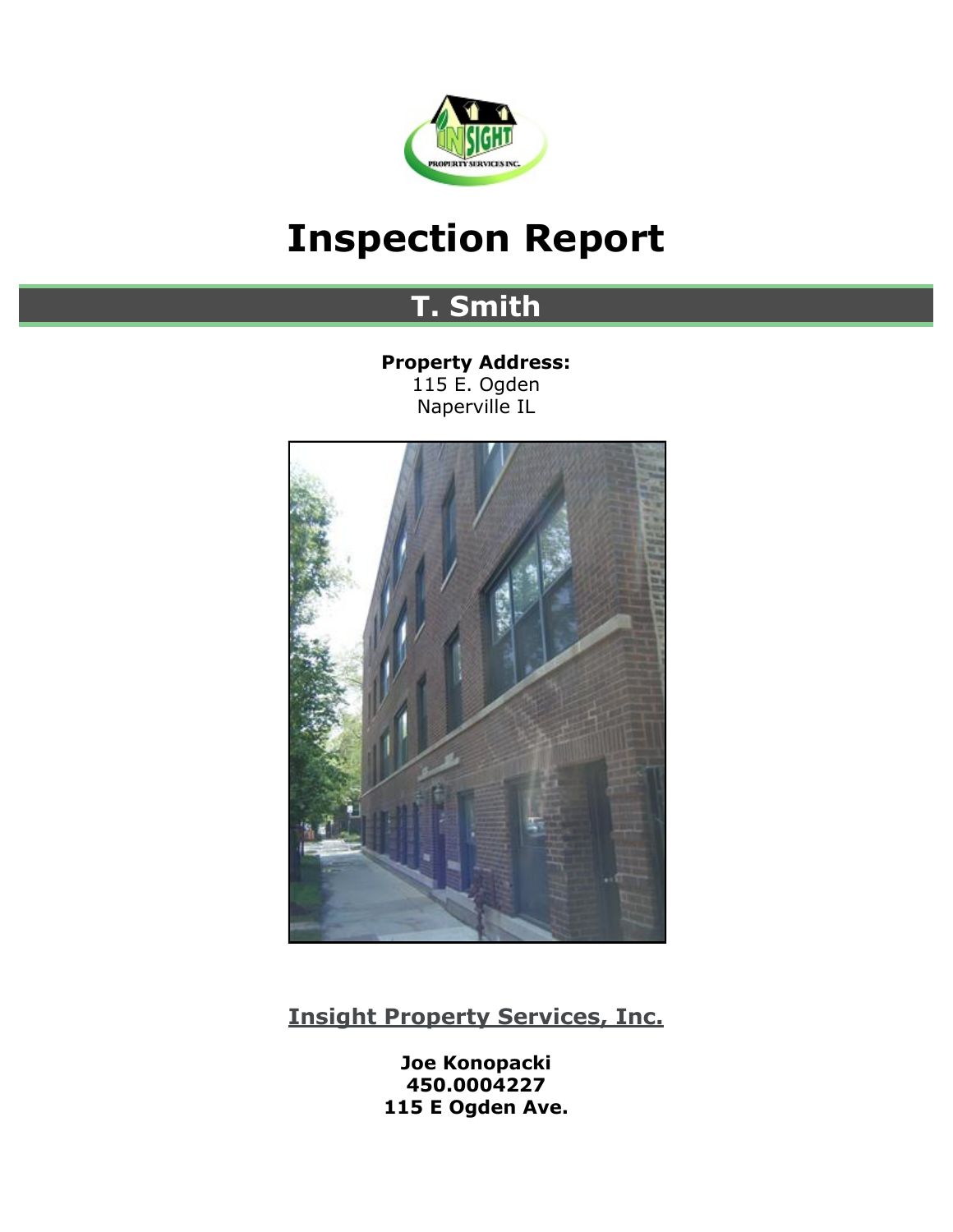# Inspection Report

## T. Smith

**Property Address:**
115 E. Ogden
Naperville IL

**Insight Property Services, Inc.**

**Joe Konopacki**
**450.0004227**
**115 E Ogden Ave.**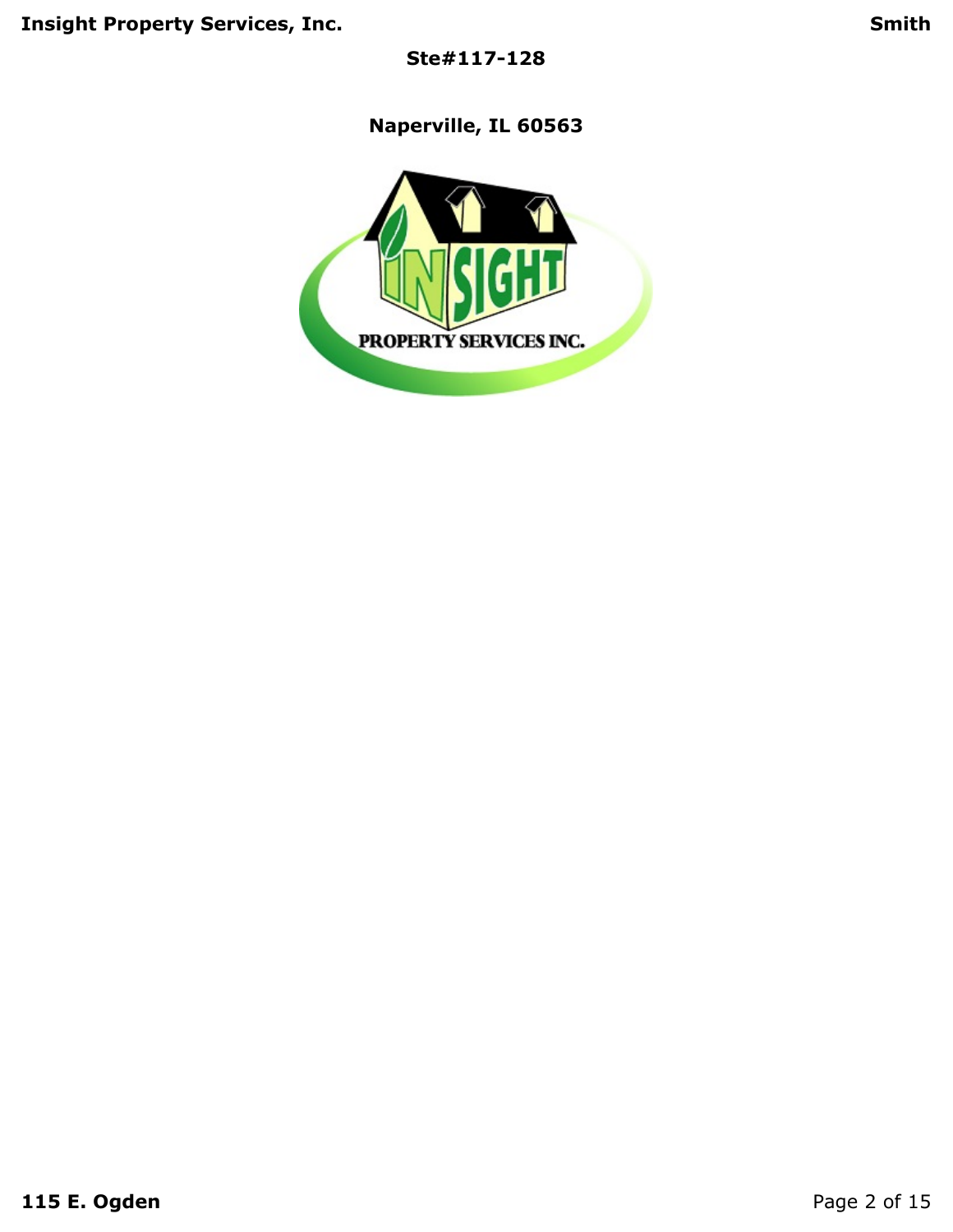**Ste#117-128**

**Naperville, IL 60563**

**115 E. Ogden**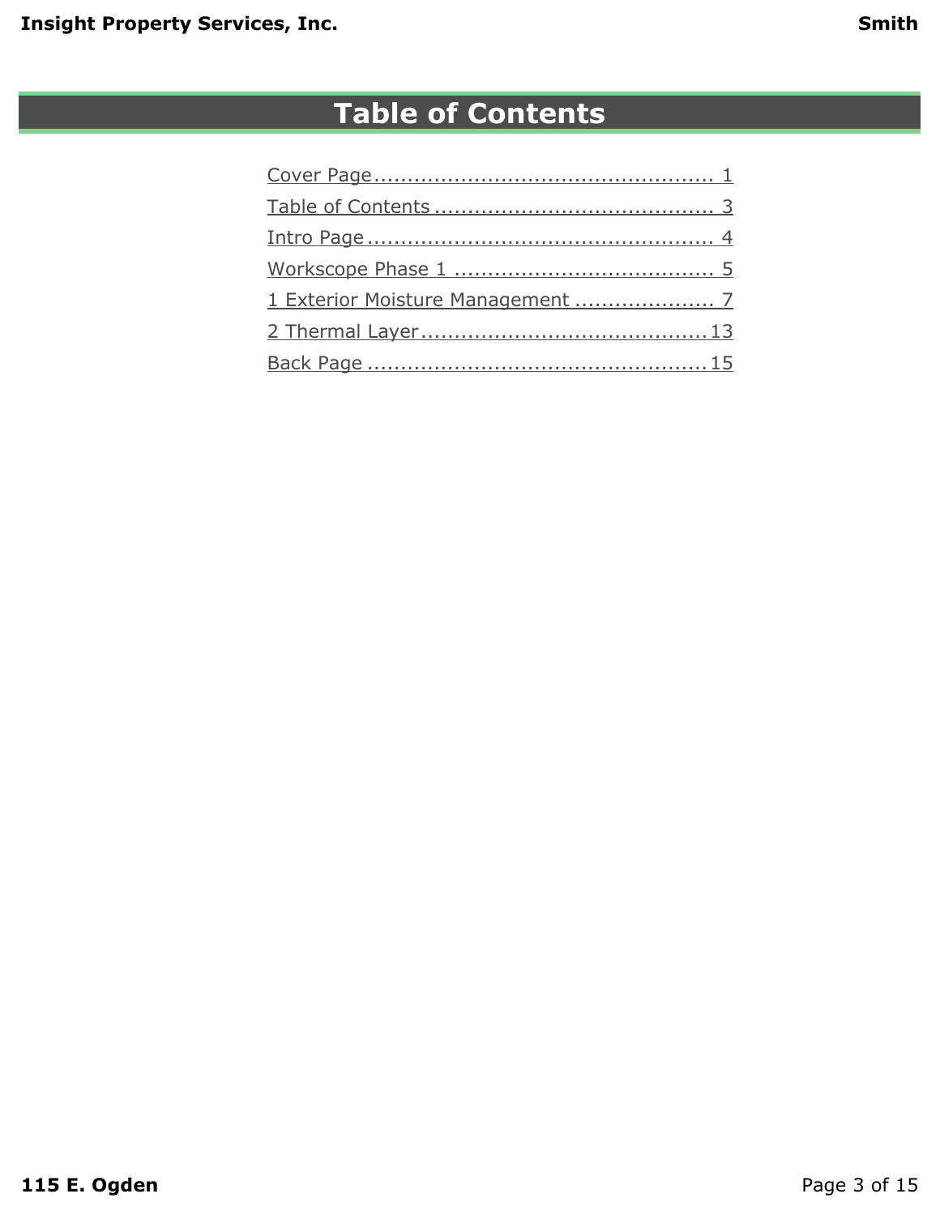# Table of Contents

Cover Page .................................................. 1

Table of Contents .......................................... 3

Intro Page .................................................... 4

Workscope Phase 1 ....................................... 5

1 Exterior Moisture Management ..................... 7

2 Thermal Layer ........................................... 13

Back Page ................................................... 15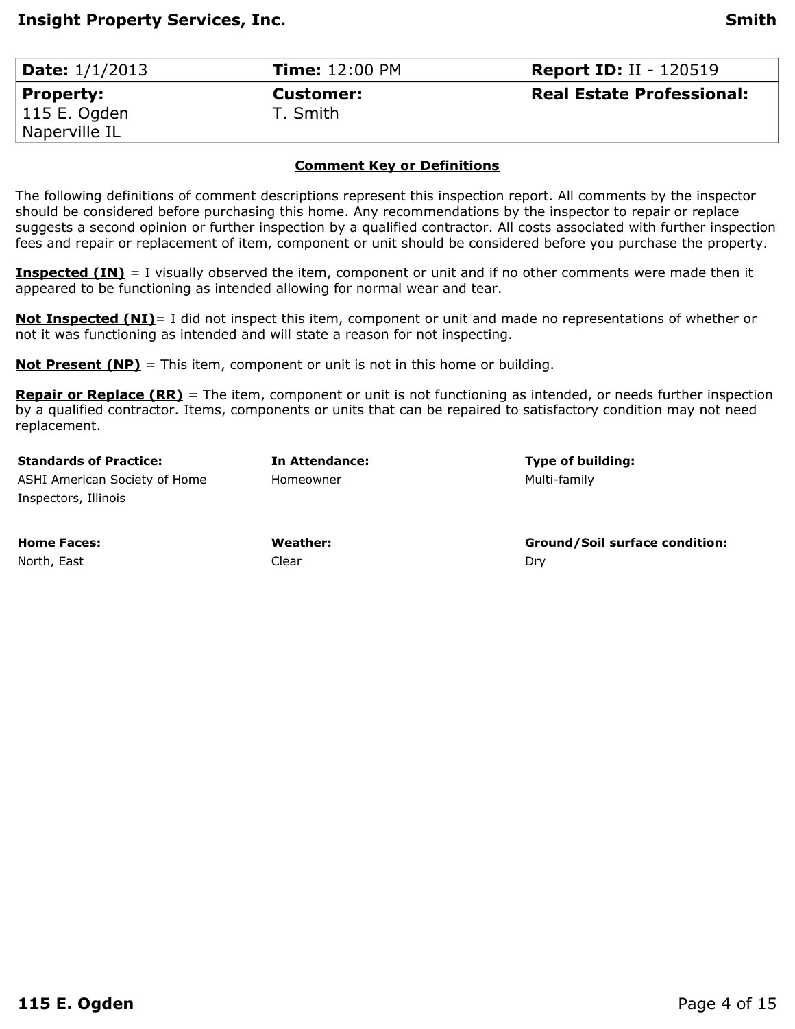| **Date:** 1/1/2013 | **Time:** 12:00 PM | **Report ID:** II - 120519 |
|---|---|---|
| **Property:** 115 E. Ogden Naperville IL | **Customer:** T. Smith | **Real Estate Professional:** |

## Comment Key or Definitions

The following definitions of comment descriptions represent this inspection report. All comments by the inspector should be considered before purchasing this home. Any recommendations by the inspector to repair or replace suggests a second opinion or further inspection by a qualified contractor. All costs associated with further inspection fees and repair or replacement of item, component or unit should be considered before you purchase the property.

**Inspected (IN)** = I visually observed the item, component or unit and if no other comments were made then it appeared to be functioning as intended allowing for normal wear and tear.

**Not Inspected (NI)**= I did not inspect this item, component or unit and made no representations of whether or not it was functioning as intended and will state a reason for not inspecting.

**Not Present (NP)** = This item, component or unit is not in this home or building.

**Repair or Replace (RR)** = The item, component or unit is not functioning as intended, or needs further inspection by a qualified contractor. Items, components or units that can be repaired to satisfactory condition may not need replacement.

| **Standards of Practice:** | **In Attendance:** | **Type of building:** |
|---|---|---|
| ASHI American Society of Home Inspectors, Illinois | Homeowner | Multi-family |
| **Home Faces:** | **Weather:** | **Ground/Soil surface condition:** |
| North, East | Clear | Dry |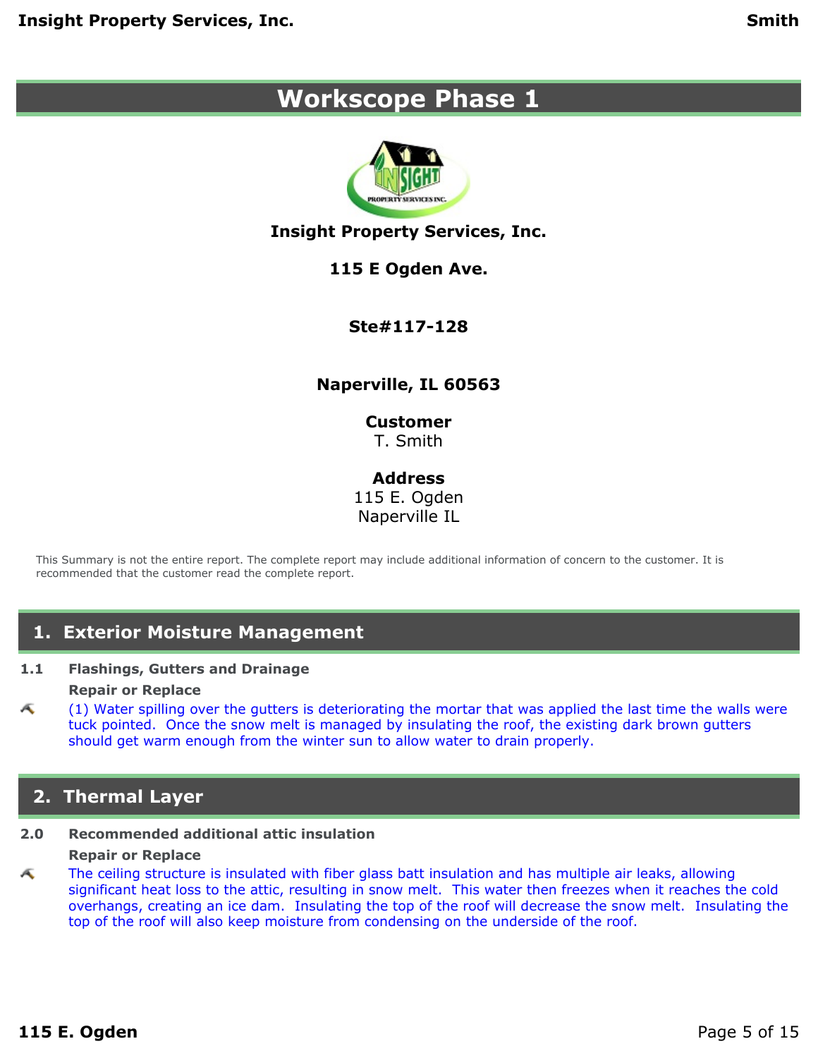# Workscope Phase 1

**Insight Property Services, Inc.**

**115 E Ogden Ave.**

**Ste#117-128**

**Naperville, IL 60563**

**Customer**
T. Smith

**Address**
115 E. Ogden
Naperville IL

This Summary is not the entire report. The complete report may include additional information of concern to the customer. It is recommended that the customer read the complete report.

## 1. Exterior Moisture Management

**1.1 Flashings, Gutters and Drainage**

**Repair or Replace**

(1) Water spilling over the gutters is deteriorating the mortar that was applied the last time the walls were tuck pointed. Once the snow melt is managed by insulating the roof, the existing dark brown gutters should get warm enough from the winter sun to allow water to drain properly.

## 2. Thermal Layer

**2.0 Recommended additional attic insulation**

**Repair or Replace**

The ceiling structure is insulated with fiber glass batt insulation and has multiple air leaks, allowing significant heat loss to the attic, resulting in snow melt. This water then freezes when it reaches the cold overhangs, creating an ice dam. Insulating the top of the roof will decrease the snow melt. Insulating the top of the roof will also keep moisture from condensing on the underside of the roof.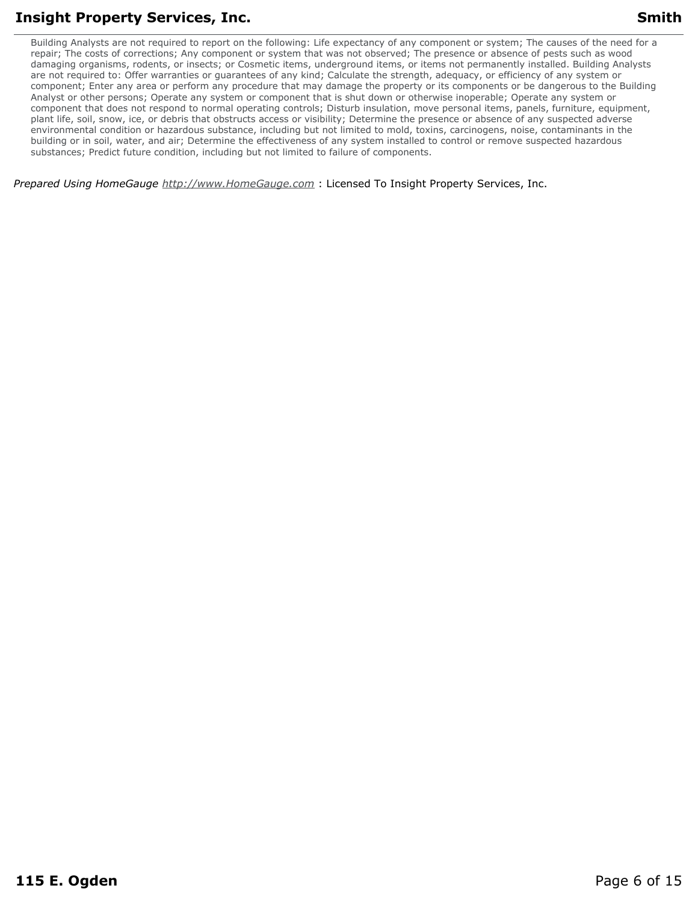Building Analysts are not required to report on the following: Life expectancy of any component or system; The causes of the need for a repair; The costs of corrections; Any component or system that was not observed; The presence or absence of pests such as wood damaging organisms, rodents, or insects; or Cosmetic items, underground items, or items not permanently installed. Building Analysts are not required to: Offer warranties or guarantees of any kind; Calculate the strength, adequacy, or efficiency of any system or component; Enter any area or perform any procedure that may damage the property or its components or be dangerous to the Building Analyst or other persons; Operate any system or component that is shut down or otherwise inoperable; Operate any system or component that does not respond to normal operating controls; Disturb insulation, move personal items, panels, furniture, equipment, plant life, soil, snow, ice, or debris that obstructs access or visibility; Determine the presence or absence of any suspected adverse environmental condition or hazardous substance, including but not limited to mold, toxins, carcinogens, noise, contaminants in the building or in soil, water, and air; Determine the effectiveness of any system installed to control or remove suspected hazardous substances; Predict future condition, including but not limited to failure of components.

*Prepared Using HomeGauge* http://www.HomeGauge.com : Licensed To Insight Property Services, Inc.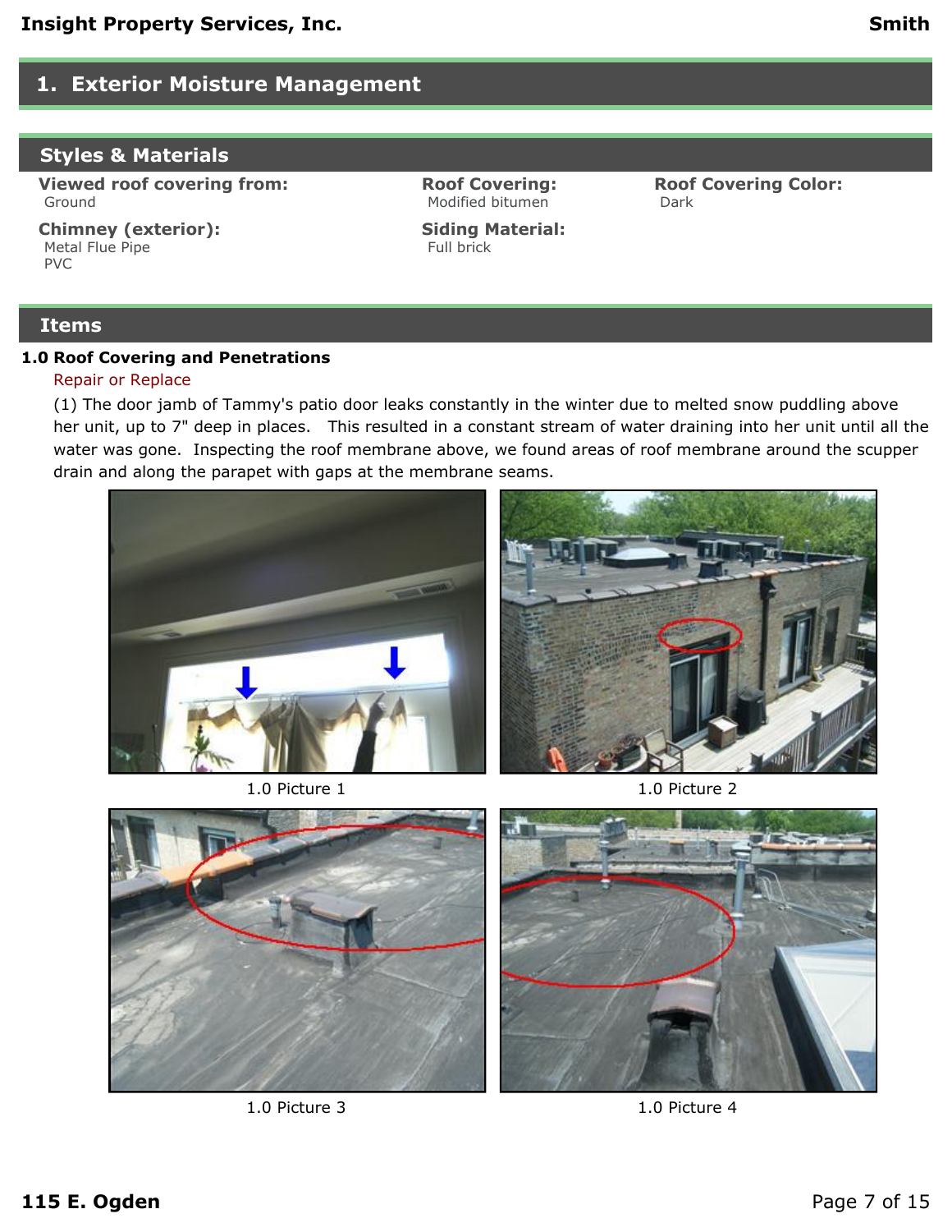# 1. Exterior Moisture Management

## Styles & Materials

**Viewed roof covering from:**
Ground

**Roof Covering:**
Modified bitumen

**Roof Covering Color:**
Dark

**Chimney (exterior):**
Metal Flue Pipe
PVC

**Siding Material:**
Full brick

## Items

### 1.0 Roof Covering and Penetrations

Repair or Replace

(1) The door jamb of Tammy's patio door leaks constantly in the winter due to melted snow puddling above her unit, up to 7" deep in places. This resulted in a constant stream of water draining into her unit until all the water was gone. Inspecting the roof membrane above, we found areas of roof membrane around the scupper drain and along the parapet with gaps at the membrane seams.

1.0 Picture 1

1.0 Picture 2

1.0 Picture 3

1.0 Picture 4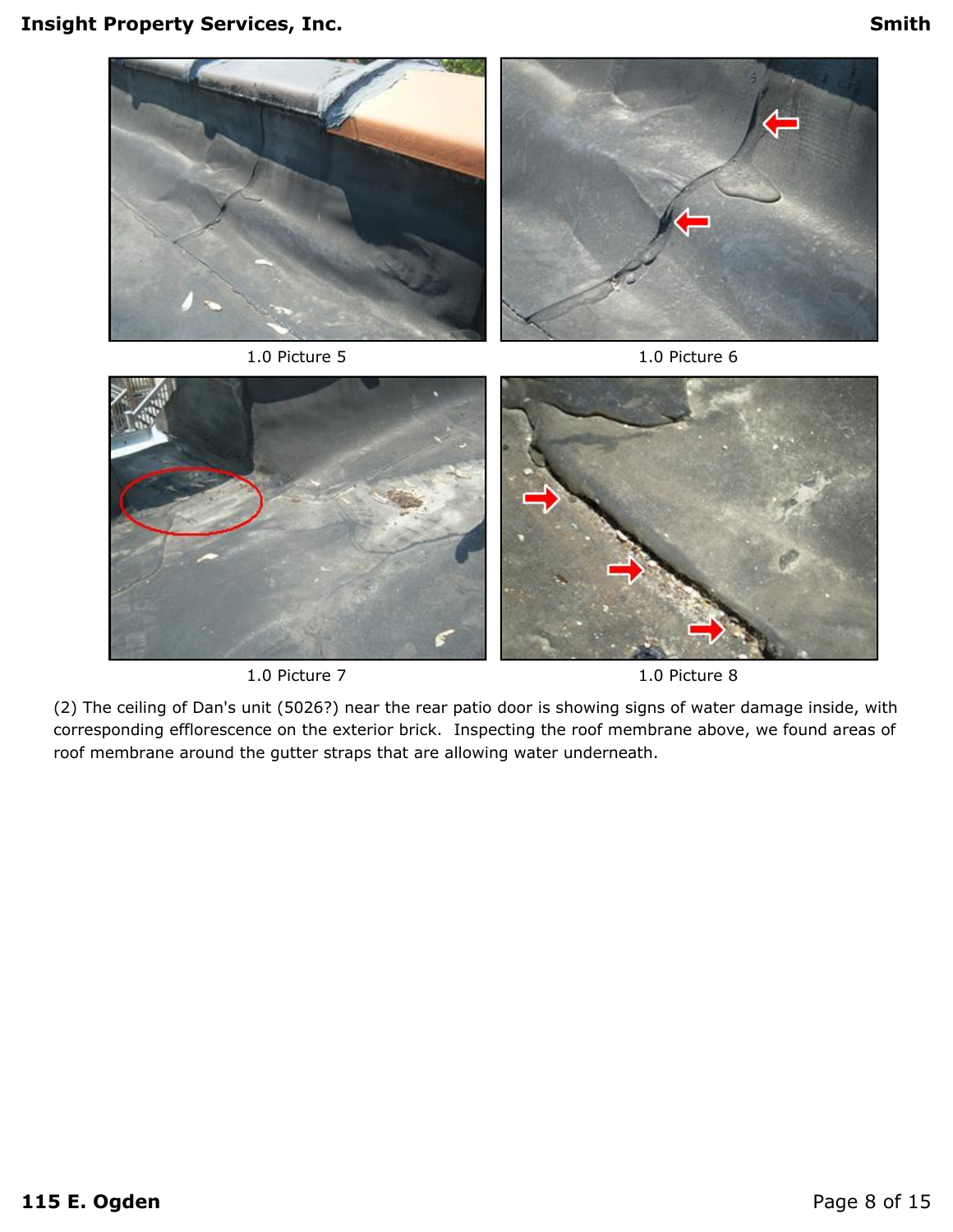1.0 Picture 5

1.0 Picture 6

1.0 Picture 7

1.0 Picture 8

(2) The ceiling of Dan's unit (5026?) near the rear patio door is showing signs of water damage inside, with corresponding efflorescence on the exterior brick. Inspecting the roof membrane above, we found areas of roof membrane around the gutter straps that are allowing water underneath.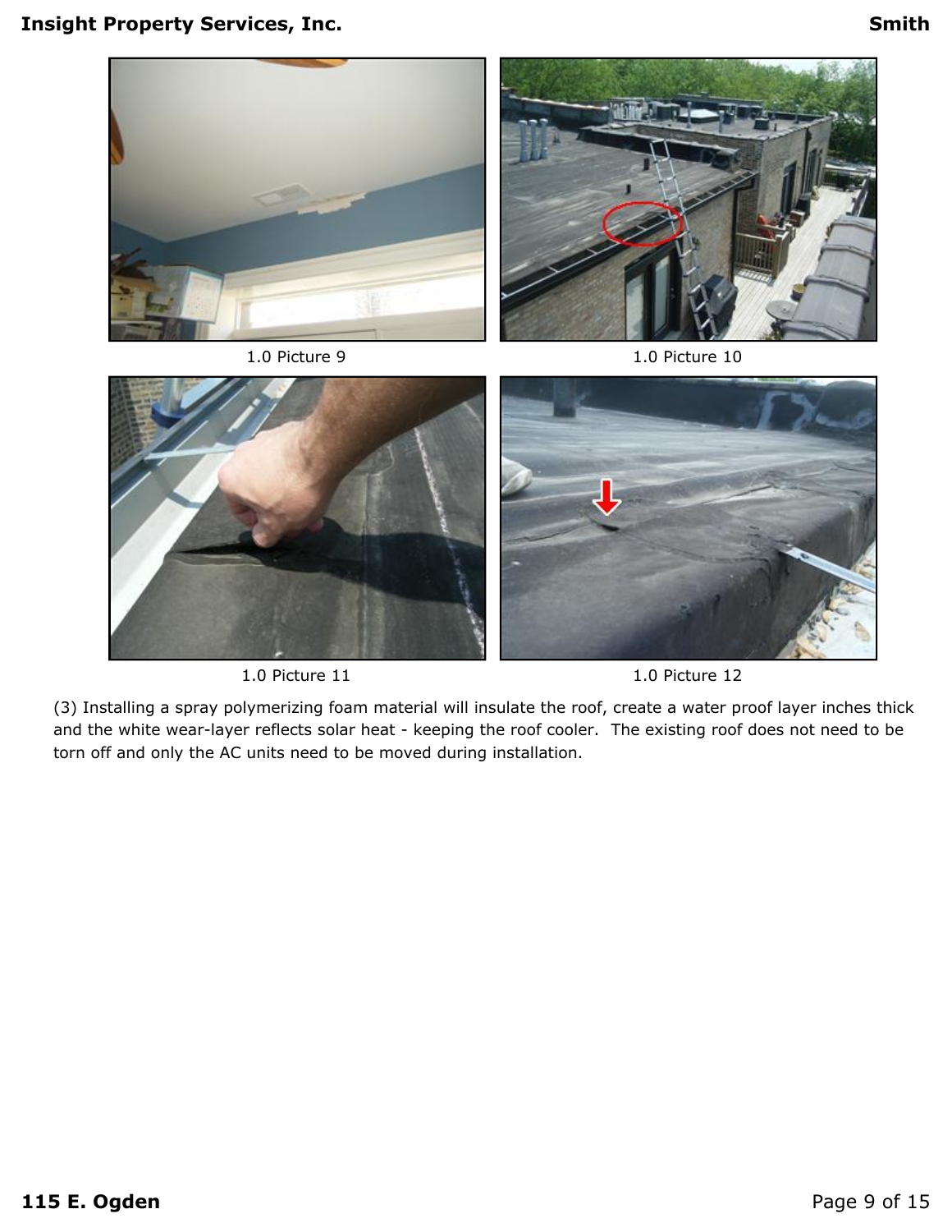1.0 Picture 9

1.0 Picture 10

1.0 Picture 11

1.0 Picture 12

(3) Installing a spray polymerizing foam material will insulate the roof, create a water proof layer inches thick and the white wear-layer reflects solar heat - keeping the roof cooler. The existing roof does not need to be torn off and only the AC units need to be moved during installation.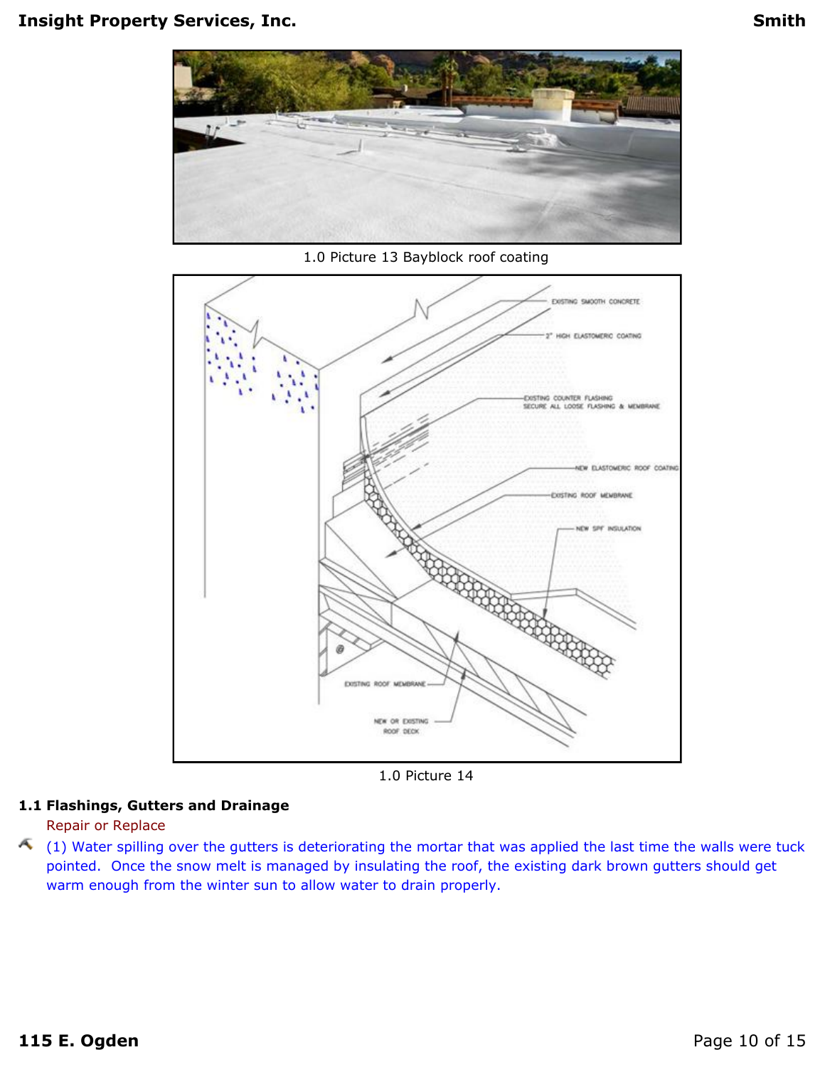1.0 Picture 13 Bayblock roof coating

1.0 Picture 14

### 1.1 Flashings, Gutters and Drainage

Repair or Replace

(1) Water spilling over the gutters is deteriorating the mortar that was applied the last time the walls were tuck pointed. Once the snow melt is managed by insulating the roof, the existing dark brown gutters should get warm enough from the winter sun to allow water to drain properly.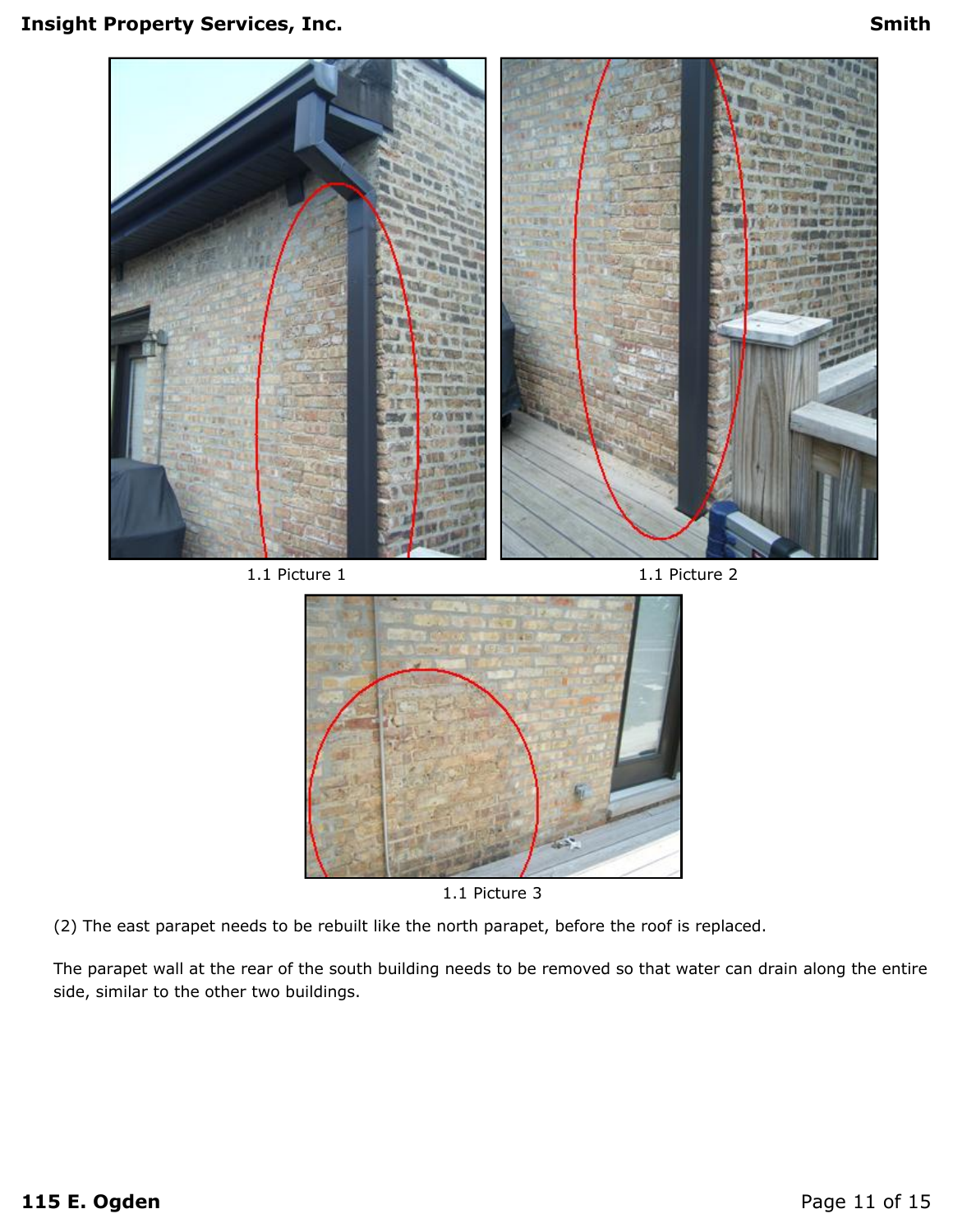1.1 Picture 1

1.1 Picture 2

1.1 Picture 3

(2) The east parapet needs to be rebuilt like the north parapet, before the roof is replaced.

The parapet wall at the rear of the south building needs to be removed so that water can drain along the entire side, similar to the other two buildings.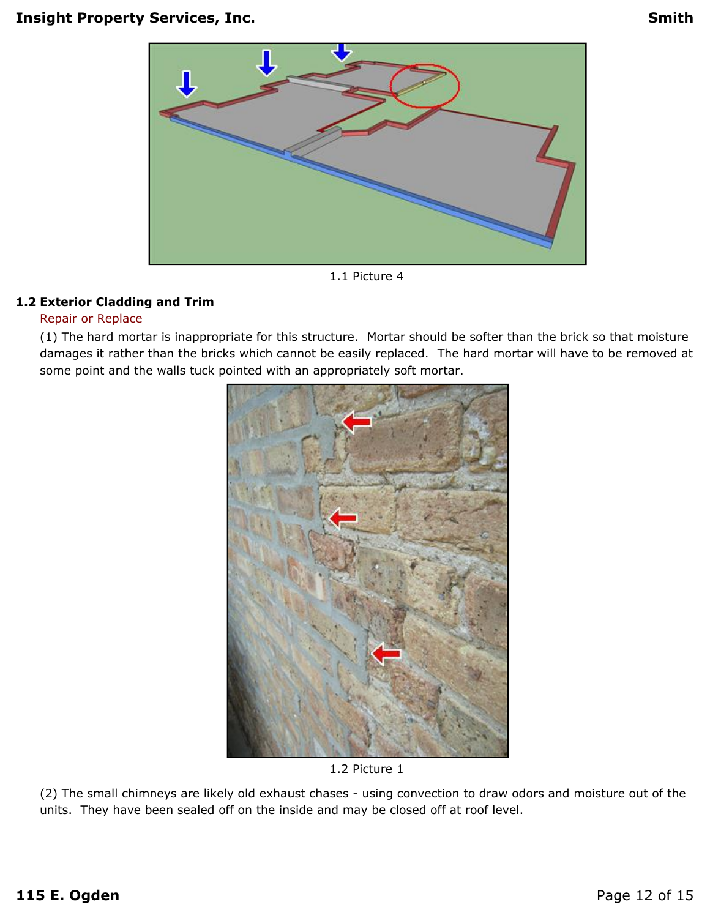1.1 Picture 4

### 1.2 Exterior Cladding and Trim

Repair or Replace

(1) The hard mortar is inappropriate for this structure. Mortar should be softer than the brick so that moisture damages it rather than the bricks which cannot be easily replaced. The hard mortar will have to be removed at some point and the walls tuck pointed with an appropriately soft mortar.

1.2 Picture 1

(2) The small chimneys are likely old exhaust chases - using convection to draw odors and moisture out of the units. They have been sealed off on the inside and may be closed off at roof level.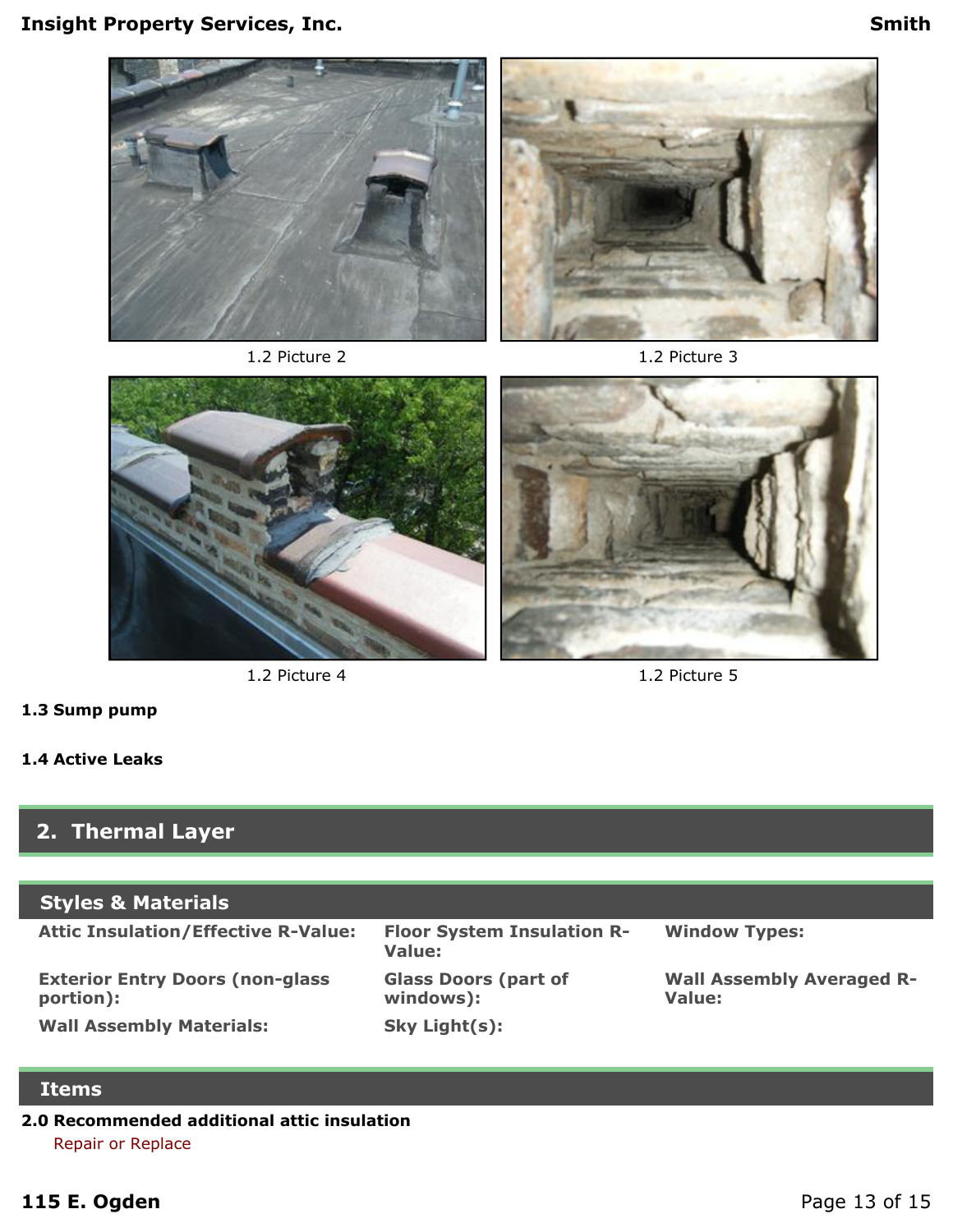1.2 Picture 2

1.2 Picture 3

1.2 Picture 4

1.2 Picture 5

**1.3 Sump pump**

**1.4 Active Leaks**

## 2. Thermal Layer

### Styles & Materials

**Attic Insulation/Effective R-Value:**

**Floor System Insulation R-Value:**

**Window Types:**

**Exterior Entry Doors (non-glass portion):**

**Glass Doors (part of windows):**

**Wall Assembly Averaged R-Value:**

**Wall Assembly Materials:**

**Sky Light(s):**

### Items

**2.0 Recommended additional attic insulation**

Repair or Replace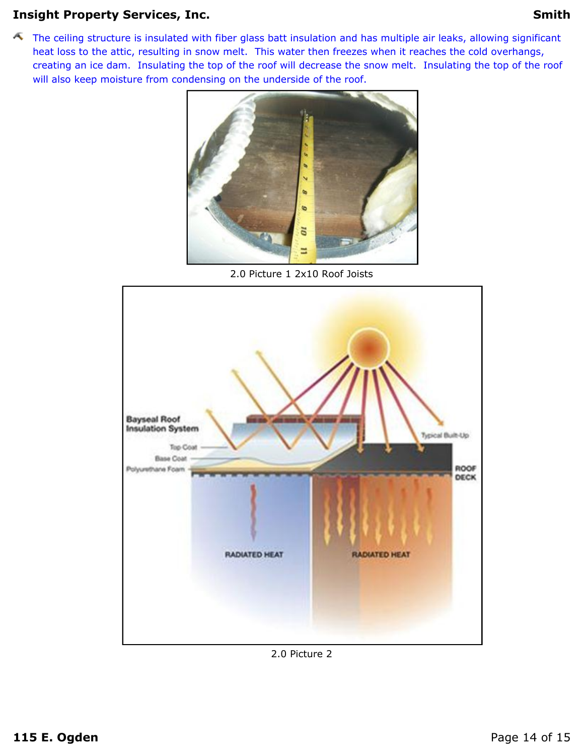The ceiling structure is insulated with fiber glass batt insulation and has multiple air leaks, allowing significant heat loss to the attic, resulting in snow melt. This water then freezes when it reaches the cold overhangs, creating an ice dam. Insulating the top of the roof will decrease the snow melt. Insulating the top of the roof will also keep moisture from condensing on the underside of the roof.

2.0 Picture 1 2x10 Roof Joists

2.0 Picture 2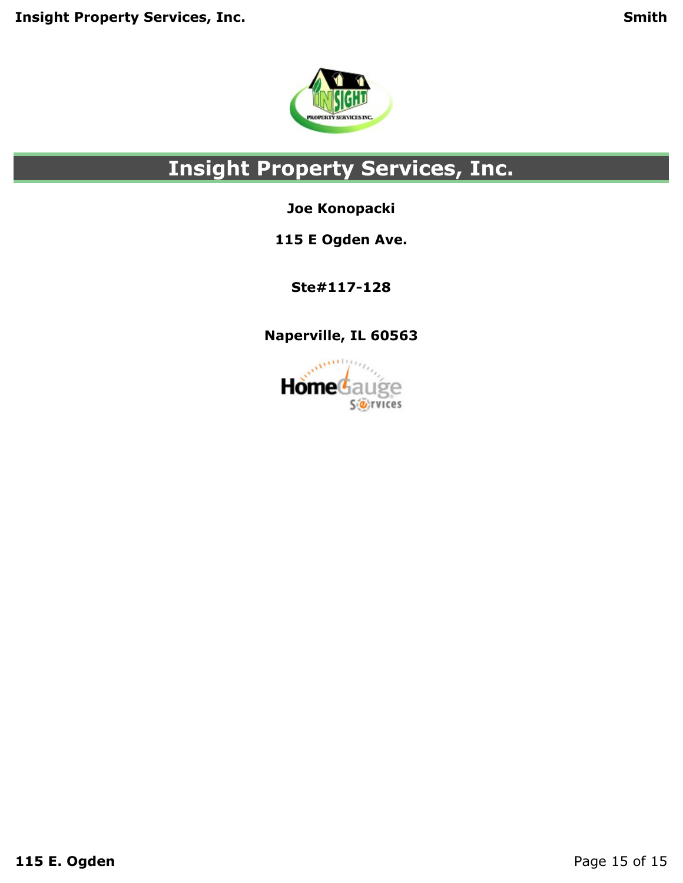# Insight Property Services, Inc.

**Joe Konopacki**

**115 E Ogden Ave.**

**Ste#117-128**

**Naperville, IL 60563**